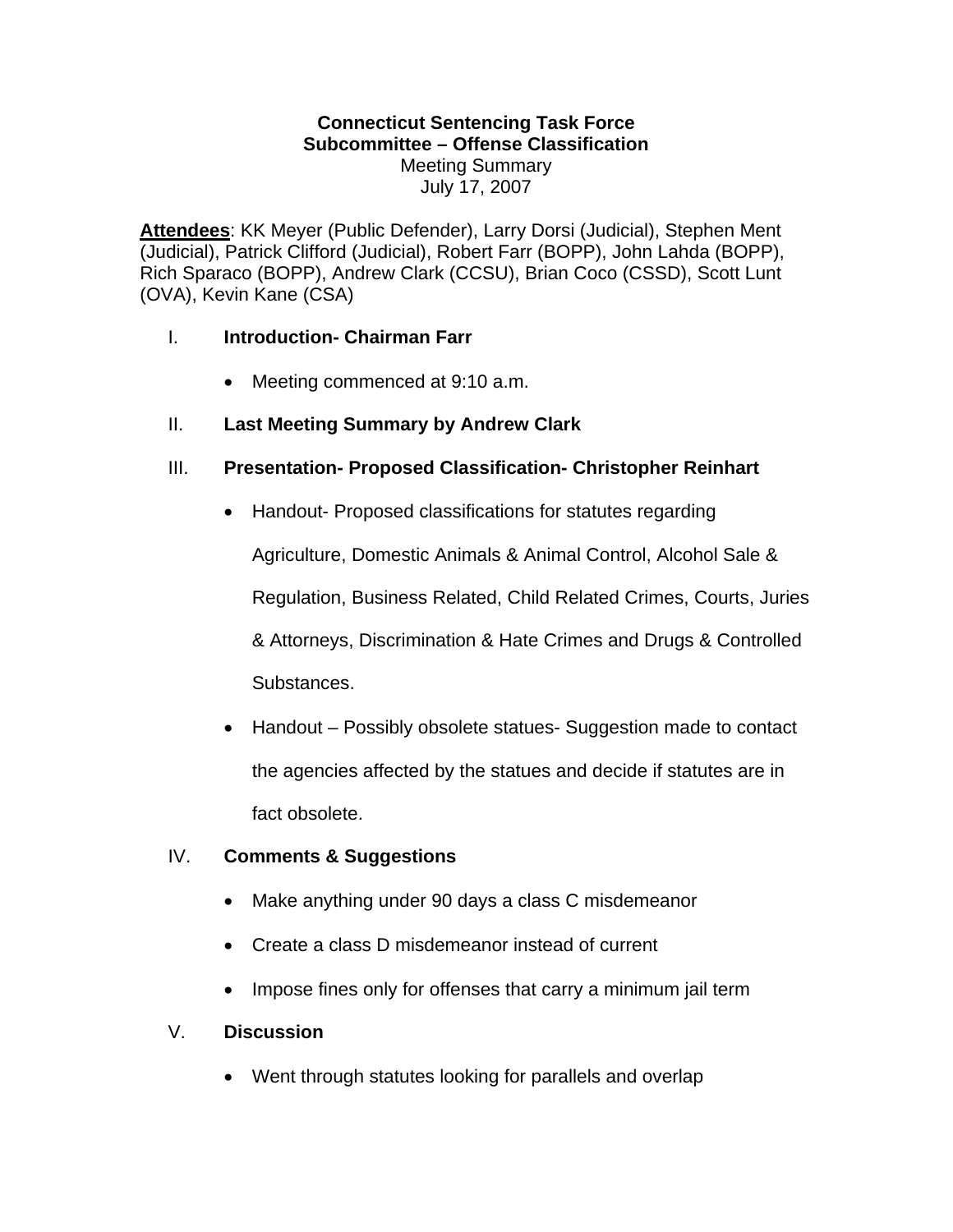**Connecticut Sentencing Task Force**
**Subcommittee – Offense Classification**
Meeting Summary
July 17, 2007

**Attendees**: KK Meyer (Public Defender), Larry Dorsi (Judicial), Stephen Ment (Judicial), Patrick Clifford (Judicial), Robert Farr (BOPP), John Lahda (BOPP), Rich Sparaco (BOPP), Andrew Clark (CCSU), Brian Coco (CSSD), Scott Lunt (OVA), Kevin Kane (CSA)

I. **Introduction- Chairman Farr**

- Meeting commenced at 9:10 a.m.

II. **Last Meeting Summary by Andrew Clark**

III. **Presentation- Proposed Classification- Christopher Reinhart**

- Handout- Proposed classifications for statutes regarding Agriculture, Domestic Animals & Animal Control, Alcohol Sale & Regulation, Business Related, Child Related Crimes, Courts, Juries & Attorneys, Discrimination & Hate Crimes and Drugs & Controlled Substances.
- Handout – Possibly obsolete statues- Suggestion made to contact the agencies affected by the statues and decide if statutes are in fact obsolete.

IV. **Comments & Suggestions**

- Make anything under 90 days a class C misdemeanor
- Create a class D misdemeanor instead of current
- Impose fines only for offenses that carry a minimum jail term

V. **Discussion**

- Went through statutes looking for parallels and overlap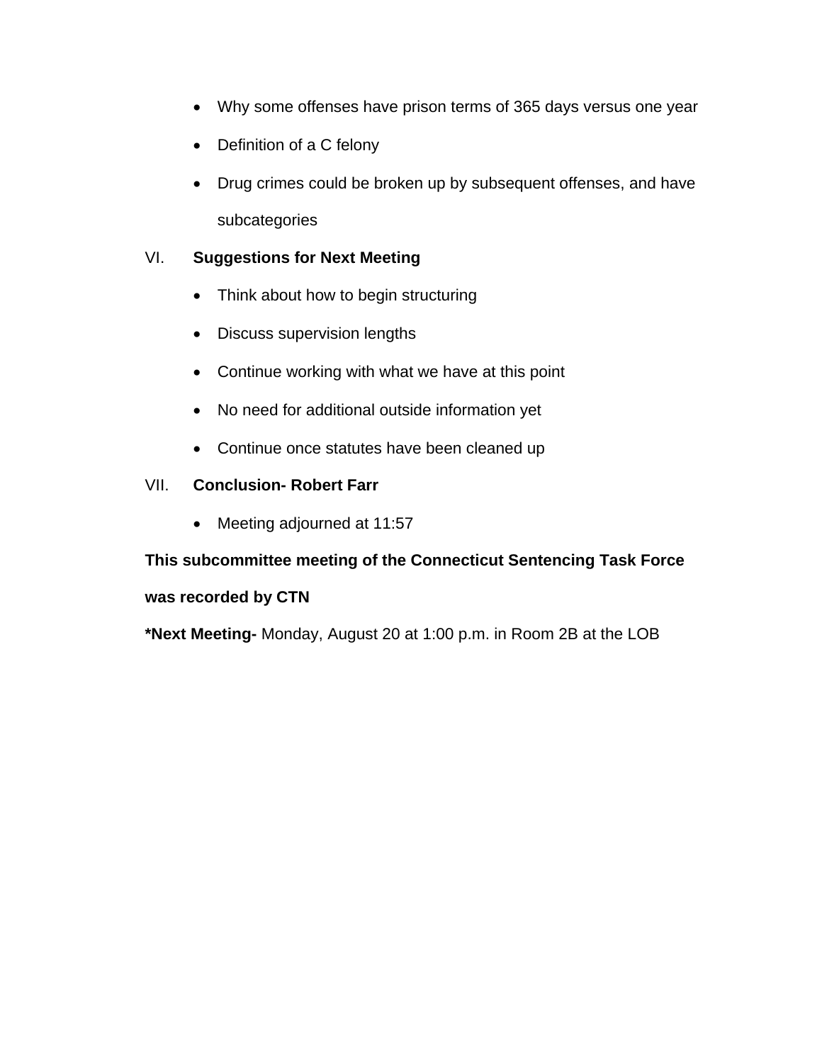- Why some offenses have prison terms of 365 days versus one year
- Definition of a C felony
- Drug crimes could be broken up by subsequent offenses, and have subcategories

VI. **Suggestions for Next Meeting**

- Think about how to begin structuring
- Discuss supervision lengths
- Continue working with what we have at this point
- No need for additional outside information yet
- Continue once statutes have been cleaned up

VII. **Conclusion- Robert Farr**

- Meeting adjourned at 11:57

**This subcommittee meeting of the Connecticut Sentencing Task Force was recorded by CTN**

***Next Meeting-** Monday, August 20 at 1:00 p.m. in Room 2B at the LOB